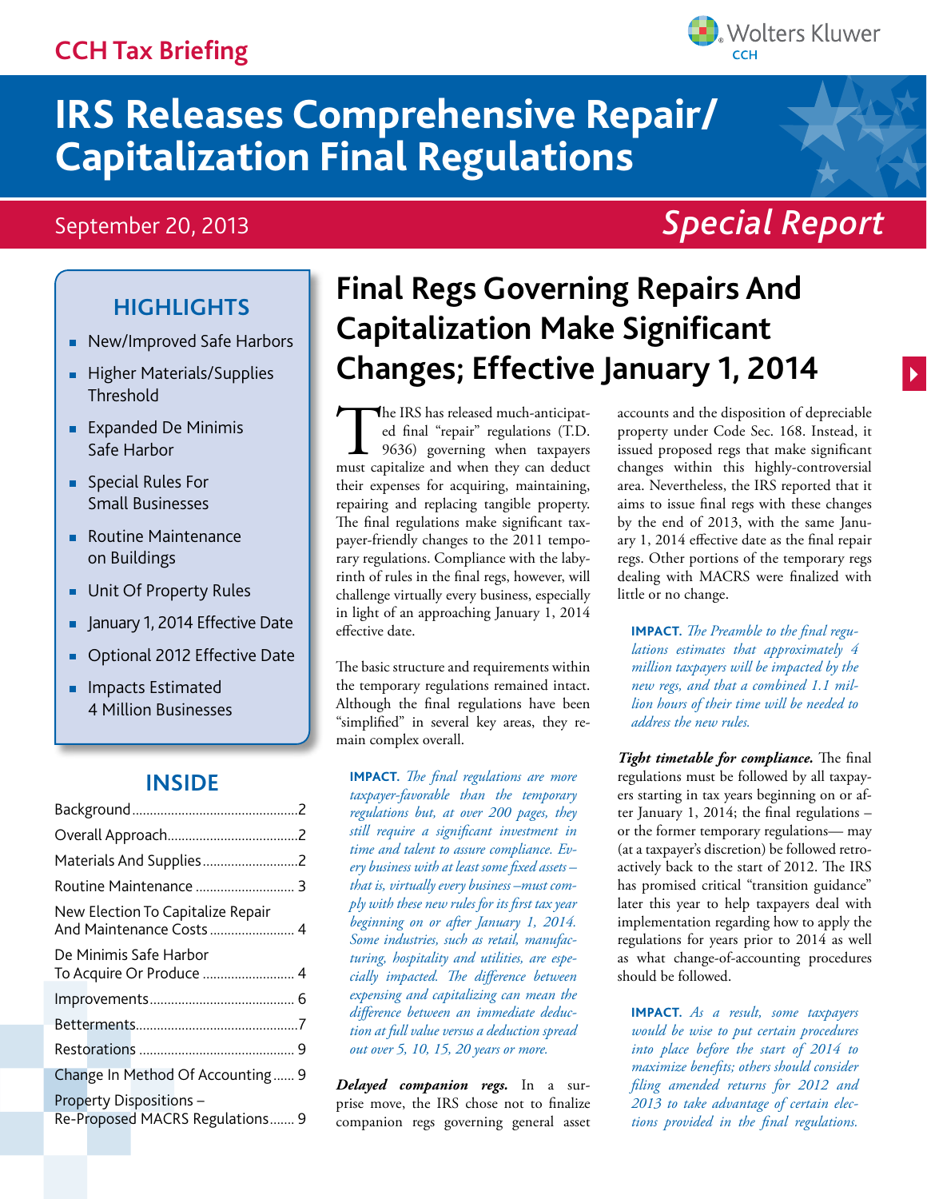# CCH Tax Briefing

Wolters Kluwer CCH

# IRS Releases Comprehensive Repair/Capitalization Final Regulations

September 20, 2013

*Special Report*

## HIGHLIGHTS

- New/Improved Safe Harbors
- Higher Materials/Supplies Threshold
- Expanded De Minimis Safe Harbor
- Special Rules For Small Businesses
- Routine Maintenance on Buildings
- Unit Of Property Rules
- January 1, 2014 Effective Date
- Optional 2012 Effective Date
- Impacts Estimated 4 Million Businesses

## INSIDE

| | |
|---|---|
| Background | 2 |
| Overall Approach | 2 |
| Materials And Supplies | 2 |
| Routine Maintenance | 3 |
| New Election To Capitalize Repair And Maintenance Costs | 4 |
| De Minimis Safe Harbor To Acquire Or Produce | 4 |
| Improvements | 6 |
| Betterments | 7 |
| Restorations | 9 |
| Change In Method Of Accounting | 9 |
| Property Dispositions – Re-Proposed MACRS Regulations | 9 |

# Final Regs Governing Repairs And Capitalization Make Significant Changes; Effective January 1, 2014

The IRS has released much-anticipated final "repair" regulations (T.D. 9636) governing when taxpayers must capitalize and when they can deduct their expenses for acquiring, maintaining, repairing and replacing tangible property. The final regulations make significant taxpayer-friendly changes to the 2011 temporary regulations. Compliance with the labyrinth of rules in the final regs, however, will challenge virtually every business, especially in light of an approaching January 1, 2014 effective date.

The basic structure and requirements within the temporary regulations remained intact. Although the final regulations have been "simplified" in several key areas, they remain complex overall.

**IMPACT.** *The final regulations are more taxpayer-favorable than the temporary regulations but, at over 200 pages, they still require a significant investment in time and talent to assure compliance. Every business with at least some fixed assets – that is, virtually every business –must comply with these new rules for its first tax year beginning on or after January 1, 2014. Some industries, such as retail, manufacturing, hospitality and utilities, are especially impacted. The difference between expensing and capitalizing can mean the difference between an immediate deduction at full value versus a deduction spread out over 5, 10, 15, 20 years or more.*

***Delayed companion regs.*** In a surprise move, the IRS chose not to finalize companion regs governing general asset accounts and the disposition of depreciable property under Code Sec. 168. Instead, it issued proposed regs that make significant changes within this highly-controversial area. Nevertheless, the IRS reported that it aims to issue final regs with these changes by the end of 2013, with the same January 1, 2014 effective date as the final repair regs. Other portions of the temporary regs dealing with MACRS were finalized with little or no change.

**IMPACT.** *The Preamble to the final regulations estimates that approximately 4 million taxpayers will be impacted by the new regs, and that a combined 1.1 million hours of their time will be needed to address the new rules.*

***Tight timetable for compliance.*** The final regulations must be followed by all taxpayers starting in tax years beginning on or after January 1, 2014; the final regulations – or the former temporary regulations— may (at a taxpayer's discretion) be followed retroactively back to the start of 2012. The IRS has promised critical "transition guidance" later this year to help taxpayers deal with implementation regarding how to apply the regulations for years prior to 2014 as well as what change-of-accounting procedures should be followed.

**IMPACT.** *As a result, some taxpayers would be wise to put certain procedures into place before the start of 2014 to maximize benefits; others should consider filing amended returns for 2012 and 2013 to take advantage of certain elections provided in the final regulations.*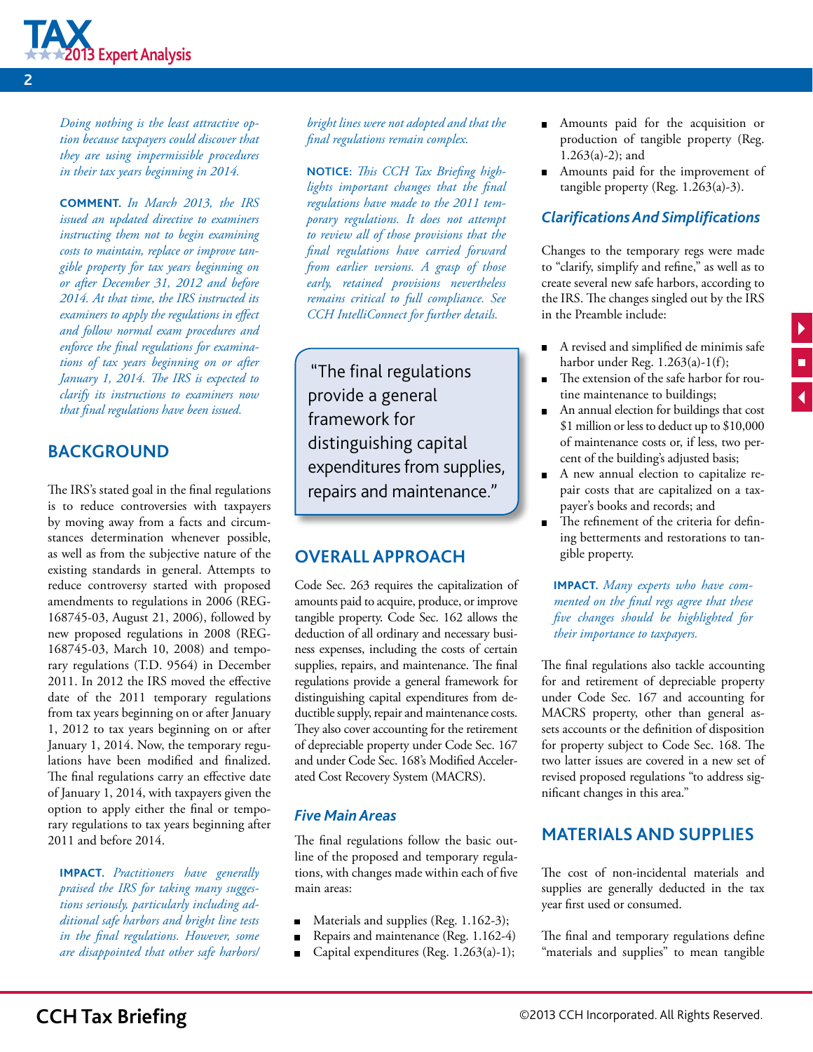*Doing nothing is the least attractive option because taxpayers could discover that they are using impermissible procedures in their tax years beginning in 2014.*

**COMMENT.** *In March 2013, the IRS issued an updated directive to examiners instructing them not to begin examining costs to maintain, replace or improve tangible property for tax years beginning on or after December 31, 2012 and before 2014. At that time, the IRS instructed its examiners to apply the regulations in effect and follow normal exam procedures and enforce the final regulations for examinations of tax years beginning on or after January 1, 2014. The IRS is expected to clarify its instructions to examiners now that final regulations have been issued.*

## BACKGROUND

The IRS's stated goal in the final regulations is to reduce controversies with taxpayers by moving away from a facts and circumstances determination whenever possible, as well as from the subjective nature of the existing standards in general. Attempts to reduce controversy started with proposed amendments to regulations in 2006 (REG-168745-03, August 21, 2006), followed by new proposed regulations in 2008 (REG-168745-03, March 10, 2008) and temporary regulations (T.D. 9564) in December 2011. In 2012 the IRS moved the effective date of the 2011 temporary regulations from tax years beginning on or after January 1, 2012 to tax years beginning on or after January 1, 2014. Now, the temporary regulations have been modified and finalized. The final regulations carry an effective date of January 1, 2014, with taxpayers given the option to apply either the final or temporary regulations to tax years beginning after 2011 and before 2014.

**IMPACT.** *Practitioners have generally praised the IRS for taking many suggestions seriously, particularly including additional safe harbors and bright line tests in the final regulations. However, some are disappointed that other safe harbors/bright lines were not adopted and that the final regulations remain complex.*

**NOTICE:** *This CCH Tax Briefing highlights important changes that the final regulations have made to the 2011 temporary regulations. It does not attempt to review all of those provisions that the final regulations have carried forward from earlier versions. A grasp of those early, retained provisions nevertheless remains critical to full compliance. See CCH IntelliConnect for further details.*

> "The final regulations provide a general framework for distinguishing capital expenditures from supplies, repairs and maintenance."

## OVERALL APPROACH

Code Sec. 263 requires the capitalization of amounts paid to acquire, produce, or improve tangible property. Code Sec. 162 allows the deduction of all ordinary and necessary business expenses, including the costs of certain supplies, repairs, and maintenance. The final regulations provide a general framework for distinguishing capital expenditures from deductible supply, repair and maintenance costs. They also cover accounting for the retirement of depreciable property under Code Sec. 167 and under Code Sec. 168's Modified Accelerated Cost Recovery System (MACRS).

### *Five Main Areas*

The final regulations follow the basic outline of the proposed and temporary regulations, with changes made within each of five main areas:

- Materials and supplies (Reg. 1.162-3);
- Repairs and maintenance (Reg. 1.162-4)
- Capital expenditures (Reg. 1.263(a)-1);
- Amounts paid for the acquisition or production of tangible property (Reg. 1.263(a)-2); and
- Amounts paid for the improvement of tangible property (Reg. 1.263(a)-3).

### *Clarifications And Simplifications*

Changes to the temporary regs were made to "clarify, simplify and refine," as well as to create several new safe harbors, according to the IRS. The changes singled out by the IRS in the Preamble include:

- A revised and simplified de minimis safe harbor under Reg. 1.263(a)-1(f);
- The extension of the safe harbor for routine maintenance to buildings;
- An annual election for buildings that cost $1 million or less to deduct up to $10,000 of maintenance costs or, if less, two percent of the building's adjusted basis;
- A new annual election to capitalize repair costs that are capitalized on a taxpayer's books and records; and
- The refinement of the criteria for defining betterments and restorations to tangible property.

**IMPACT.** *Many experts who have commented on the final regs agree that these five changes should be highlighted for their importance to taxpayers.*

The final regulations also tackle accounting for and retirement of depreciable property under Code Sec. 167 and accounting for MACRS property, other than general assets accounts or the definition of disposition for property subject to Code Sec. 168. The two latter issues are covered in a new set of revised proposed regulations "to address significant changes in this area."

## MATERIALS AND SUPPLIES

The cost of non-incidental materials and supplies are generally deducted in the tax year first used or consumed.

The final and temporary regulations define "materials and supplies" to mean tangible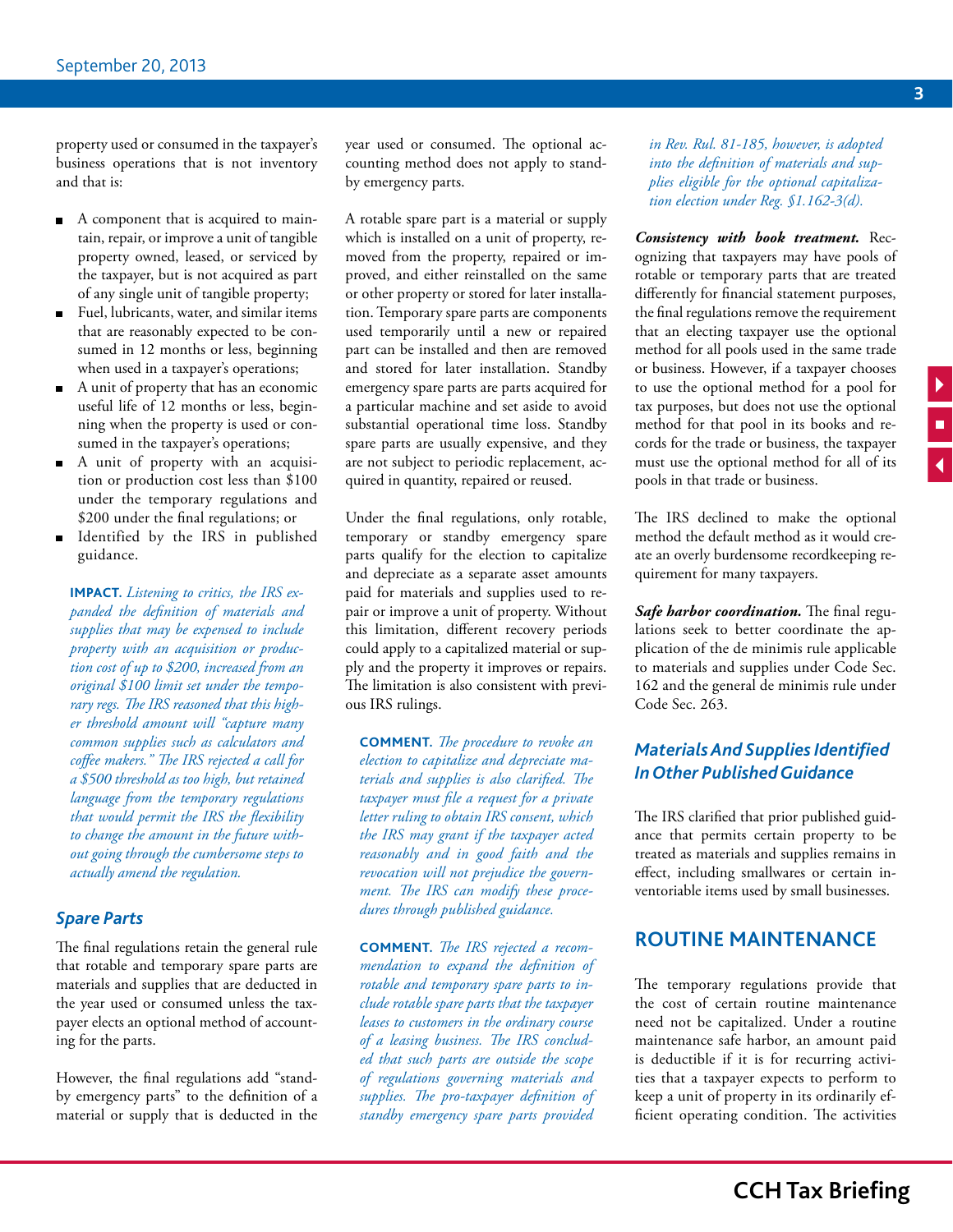property used or consumed in the taxpayer's business operations that is not inventory and that is:

- A component that is acquired to maintain, repair, or improve a unit of tangible property owned, leased, or serviced by the taxpayer, but is not acquired as part of any single unit of tangible property;
- Fuel, lubricants, water, and similar items that are reasonably expected to be consumed in 12 months or less, beginning when used in a taxpayer's operations;
- A unit of property that has an economic useful life of 12 months or less, beginning when the property is used or consumed in the taxpayer's operations;
- A unit of property with an acquisition or production cost less than $100 under the temporary regulations and $200 under the final regulations; or
- Identified by the IRS in published guidance.

**IMPACT.** *Listening to critics, the IRS expanded the definition of materials and supplies that may be expensed to include property with an acquisition or production cost of up to $200, increased from an original $100 limit set under the temporary regs. The IRS reasoned that this higher threshold amount will "capture many common supplies such as calculators and coffee makers." The IRS rejected a call for a $500 threshold as too high, but retained language from the temporary regulations that would permit the IRS the flexibility to change the amount in the future without going through the cumbersome steps to actually amend the regulation.*

### Spare Parts

The final regulations retain the general rule that rotable and temporary spare parts are materials and supplies that are deducted in the year used or consumed unless the taxpayer elects an optional method of accounting for the parts.

However, the final regulations add "standby emergency parts" to the definition of a material or supply that is deducted in the year used or consumed. The optional accounting method does not apply to standby emergency parts.

A rotable spare part is a material or supply which is installed on a unit of property, removed from the property, repaired or improved, and either reinstalled on the same or other property or stored for later installation. Temporary spare parts are components used temporarily until a new or repaired part can be installed and then are removed and stored for later installation. Standby emergency spare parts are parts acquired for a particular machine and set aside to avoid substantial operational time loss. Standby spare parts are usually expensive, and they are not subject to periodic replacement, acquired in quantity, repaired or reused.

Under the final regulations, only rotable, temporary or standby emergency spare parts qualify for the election to capitalize and depreciate as a separate asset amounts paid for materials and supplies used to repair or improve a unit of property. Without this limitation, different recovery periods could apply to a capitalized material or supply and the property it improves or repairs. The limitation is also consistent with previous IRS rulings.

**COMMENT.** *The procedure to revoke an election to capitalize and depreciate materials and supplies is also clarified. The taxpayer must file a request for a private letter ruling to obtain IRS consent, which the IRS may grant if the taxpayer acted reasonably and in good faith and the revocation will not prejudice the government. The IRS can modify these procedures through published guidance.*

**COMMENT.** *The IRS rejected a recommendation to expand the definition of rotable and temporary spare parts to include rotable spare parts that the taxpayer leases to customers in the ordinary course of a leasing business. The IRS concluded that such parts are outside the scope of regulations governing materials and supplies. The pro-taxpayer definition of standby emergency spare parts provided in Rev. Rul. 81-185, however, is adopted into the definition of materials and supplies eligible for the optional capitalization election under Reg. §1.162-3(d).*

***Consistency with book treatment.*** Recognizing that taxpayers may have pools of rotable or temporary parts that are treated differently for financial statement purposes, the final regulations remove the requirement that an electing taxpayer use the optional method for all pools used in the same trade or business. However, if a taxpayer chooses to use the optional method for a pool for tax purposes, but does not use the optional method for that pool in its books and records for the trade or business, the taxpayer must use the optional method for all of its pools in that trade or business.

The IRS declined to make the optional method the default method as it would create an overly burdensome recordkeeping requirement for many taxpayers.

***Safe harbor coordination.*** The final regulations seek to better coordinate the application of the de minimis rule applicable to materials and supplies under Code Sec. 162 and the general de minimis rule under Code Sec. 263.

### Materials And Supplies Identified In Other Published Guidance

The IRS clarified that prior published guidance that permits certain property to be treated as materials and supplies remains in effect, including smallwares or certain inventoriable items used by small businesses.

## ROUTINE MAINTENANCE

The temporary regulations provide that the cost of certain routine maintenance need not be capitalized. Under a routine maintenance safe harbor, an amount paid is deductible if it is for recurring activities that a taxpayer expects to perform to keep a unit of property in its ordinarily efficient operating condition. The activities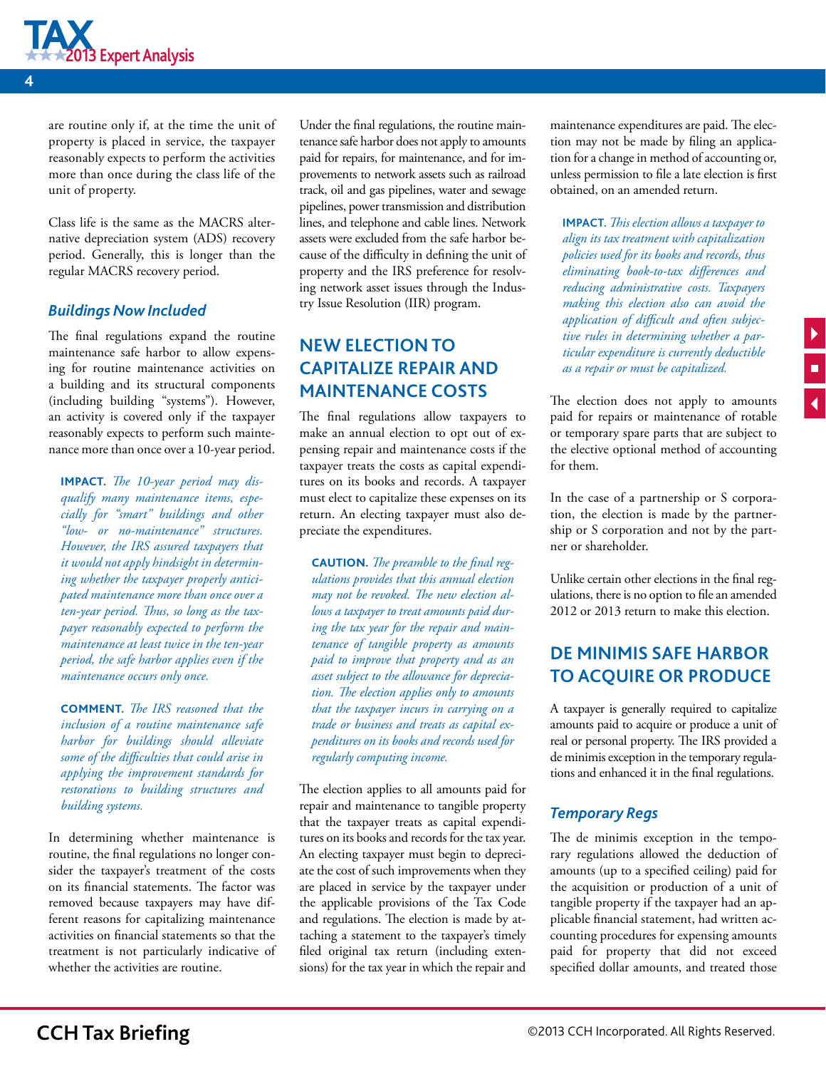are routine only if, at the time the unit of property is placed in service, the taxpayer reasonably expects to perform the activities more than once during the class life of the unit of property.

Class life is the same as the MACRS alternative depreciation system (ADS) recovery period. Generally, this is longer than the regular MACRS recovery period.

### *Buildings Now Included*

The final regulations expand the routine maintenance safe harbor to allow expensing for routine maintenance activities on a building and its structural components (including building "systems"). However, an activity is covered only if the taxpayer reasonably expects to perform such maintenance more than once over a 10-year period.

> **IMPACT.** *The 10-year period may disqualify many maintenance items, especially for "smart" buildings and other "low- or no-maintenance" structures. However, the IRS assured taxpayers that it would not apply hindsight in determining whether the taxpayer properly anticipated maintenance more than once over a ten-year period. Thus, so long as the taxpayer reasonably expected to perform the maintenance at least twice in the ten-year period, the safe harbor applies even if the maintenance occurs only once.*

> **COMMENT.** *The IRS reasoned that the inclusion of a routine maintenance safe harbor for buildings should alleviate some of the difficulties that could arise in applying the improvement standards for restorations to building structures and building systems.*

In determining whether maintenance is routine, the final regulations no longer consider the taxpayer's treatment of the costs on its financial statements. The factor was removed because taxpayers may have different reasons for capitalizing maintenance activities on financial statements so that the treatment is not particularly indicative of whether the activities are routine.

Under the final regulations, the routine maintenance safe harbor does not apply to amounts paid for repairs, for maintenance, and for improvements to network assets such as railroad track, oil and gas pipelines, water and sewage pipelines, power transmission and distribution lines, and telephone and cable lines. Network assets were excluded from the safe harbor because of the difficulty in defining the unit of property and the IRS preference for resolving network asset issues through the Industry Issue Resolution (IIR) program.

## NEW ELECTION TO CAPITALIZE REPAIR AND MAINTENANCE COSTS

The final regulations allow taxpayers to make an annual election to opt out of expensing repair and maintenance costs if the taxpayer treats the costs as capital expenditures on its books and records. A taxpayer must elect to capitalize these expenses on its return. An electing taxpayer must also depreciate the expenditures.

> **CAUTION.** *The preamble to the final regulations provides that this annual election may not be revoked. The new election allows a taxpayer to treat amounts paid during the tax year for the repair and maintenance of tangible property as amounts paid to improve that property and as an asset subject to the allowance for depreciation. The election applies only to amounts that the taxpayer incurs in carrying on a trade or business and treats as capital expenditures on its books and records used for regularly computing income.*

The election applies to all amounts paid for repair and maintenance to tangible property that the taxpayer treats as capital expenditures on its books and records for the tax year. An electing taxpayer must begin to depreciate the cost of such improvements when they are placed in service by the taxpayer under the applicable provisions of the Tax Code and regulations. The election is made by attaching a statement to the taxpayer's timely filed original tax return (including extensions) for the tax year in which the repair and maintenance expenditures are paid. The election may not be made by filing an application for a change in method of accounting or, unless permission to file a late election is first obtained, on an amended return.

> **IMPACT.** *This election allows a taxpayer to align its tax treatment with capitalization policies used for its books and records, thus eliminating book-to-tax differences and reducing administrative costs. Taxpayers making this election also can avoid the application of difficult and often subjective rules in determining whether a particular expenditure is currently deductible as a repair or must be capitalized.*

The election does not apply to amounts paid for repairs or maintenance of rotable or temporary spare parts that are subject to the elective optional method of accounting for them.

In the case of a partnership or S corporation, the election is made by the partnership or S corporation and not by the partner or shareholder.

Unlike certain other elections in the final regulations, there is no option to file an amended 2012 or 2013 return to make this election.

## DE MINIMIS SAFE HARBOR TO ACQUIRE OR PRODUCE

A taxpayer is generally required to capitalize amounts paid to acquire or produce a unit of real or personal property. The IRS provided a de minimis exception in the temporary regulations and enhanced it in the final regulations.

### *Temporary Regs*

The de minimis exception in the temporary regulations allowed the deduction of amounts (up to a specified ceiling) paid for the acquisition or production of a unit of tangible property if the taxpayer had an applicable financial statement, had written accounting procedures for expensing amounts paid for property that did not exceed specified dollar amounts, and treated those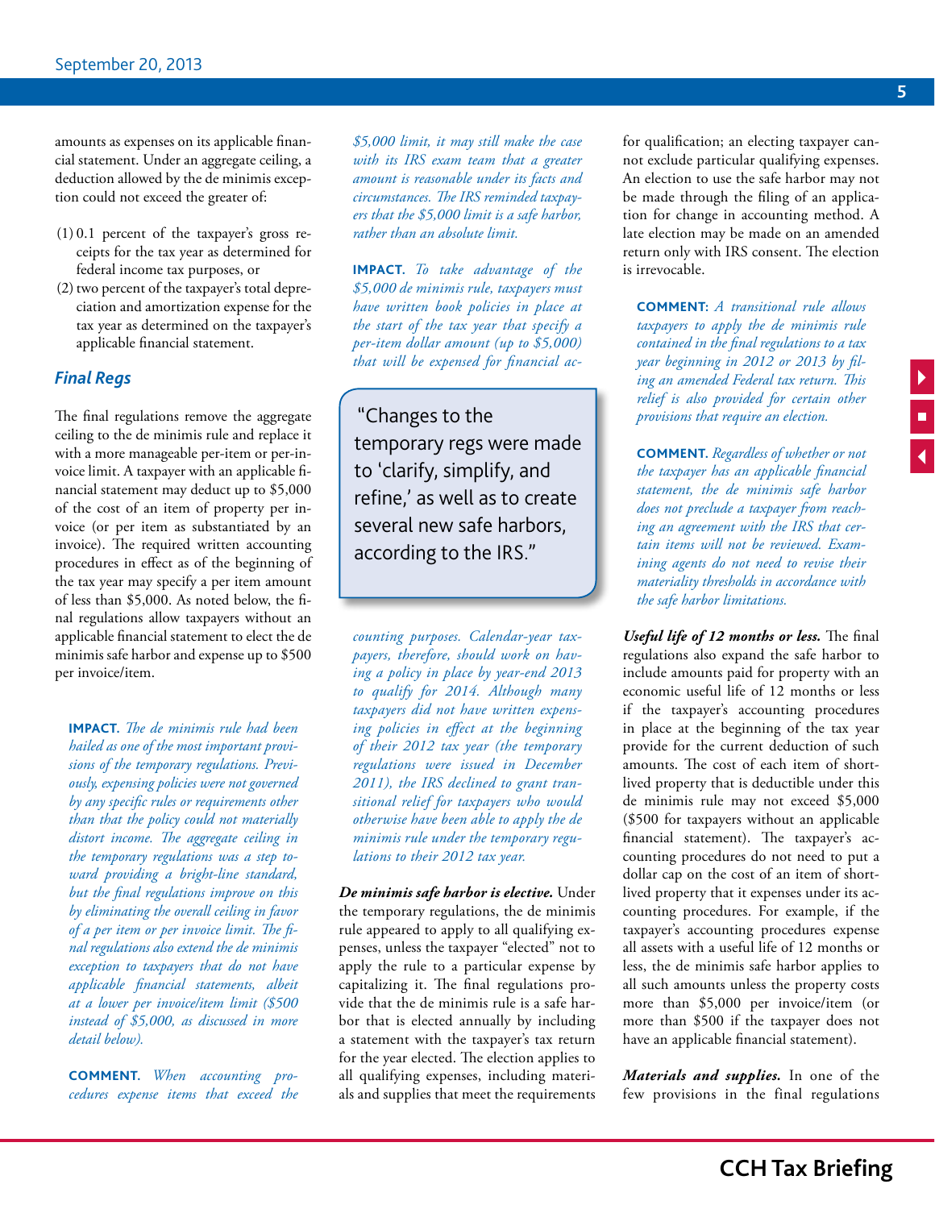amounts as expenses on its applicable financial statement. Under an aggregate ceiling, a deduction allowed by the de minimis exception could not exceed the greater of:

(1) 0.1 percent of the taxpayer's gross receipts for the tax year as determined for federal income tax purposes, or
(2) two percent of the taxpayer's total depreciation and amortization expense for the tax year as determined on the taxpayer's applicable financial statement.

### *Final Regs*

The final regulations remove the aggregate ceiling to the de minimis rule and replace it with a more manageable per-item or per-invoice limit. A taxpayer with an applicable financial statement may deduct up to $5,000 of the cost of an item of property per invoice (or per item as substantiated by an invoice). The required written accounting procedures in effect as of the beginning of the tax year may specify a per item amount of less than $5,000. As noted below, the final regulations allow taxpayers without an applicable financial statement to elect the de minimis safe harbor and expense up to $500 per invoice/item.

**IMPACT.** *The de minimis rule had been hailed as one of the most important provisions of the temporary regulations. Previously, expensing policies were not governed by any specific rules or requirements other than that the policy could not materially distort income. The aggregate ceiling in the temporary regulations was a step toward providing a bright-line standard, but the final regulations improve on this by eliminating the overall ceiling in favor of a per item or per invoice limit. The final regulations also extend the de minimis exception to taxpayers that do not have applicable financial statements, albeit at a lower per invoice/item limit ($500 instead of $5,000, as discussed in more detail below).*

**COMMENT.** *When accounting procedures expense items that exceed the $5,000 limit, it may still make the case with its IRS exam team that a greater amount is reasonable under its facts and circumstances. The IRS reminded taxpayers that the $5,000 limit is a safe harbor, rather than an absolute limit.*

**IMPACT.** *To take advantage of the $5,000 de minimis rule, taxpayers must have written book policies in place at the start of the tax year that specify a per-item dollar amount (up to $5,000) that will be expensed for financial accounting purposes. Calendar-year taxpayers, therefore, should work on having a policy in place by year-end 2013 to qualify for 2014. Although many taxpayers did not have written expensing policies in effect at the beginning of their 2012 tax year (the temporary regulations were issued in December 2011), the IRS declined to grant transitional relief for taxpayers who would otherwise have been able to apply the de minimis rule under the temporary regulations to their 2012 tax year.*

> "Changes to the temporary regs were made to 'clarify, simplify, and refine,' as well as to create several new safe harbors, according to the IRS."

***De minimis safe harbor is elective.*** Under the temporary regulations, the de minimis rule appeared to apply to all qualifying expenses, unless the taxpayer "elected" not to apply the rule to a particular expense by capitalizing it. The final regulations provide that the de minimis rule is a safe harbor that is elected annually by including a statement with the taxpayer's tax return for the year elected. The election applies to all qualifying expenses, including materials and supplies that meet the requirements for qualification; an electing taxpayer cannot exclude particular qualifying expenses. An election to use the safe harbor may not be made through the filing of an application for change in accounting method. A late election may be made on an amended return only with IRS consent. The election is irrevocable.

**COMMENT:** *A transitional rule allows taxpayers to apply the de minimis rule contained in the final regulations to a tax year beginning in 2012 or 2013 by filing an amended Federal tax return. This relief is also provided for certain other provisions that require an election.*

**COMMENT.** *Regardless of whether or not the taxpayer has an applicable financial statement, the de minimis safe harbor does not preclude a taxpayer from reaching an agreement with the IRS that certain items will not be reviewed. Examining agents do not need to revise their materiality thresholds in accordance with the safe harbor limitations.*

***Useful life of 12 months or less.*** The final regulations also expand the safe harbor to include amounts paid for property with an economic useful life of 12 months or less if the taxpayer's accounting procedures in place at the beginning of the tax year provide for the current deduction of such amounts. The cost of each item of short-lived property that is deductible under this de minimis rule may not exceed $5,000 ($500 for taxpayers without an applicable financial statement). The taxpayer's accounting procedures do not need to put a dollar cap on the cost of an item of short-lived property that it expenses under its accounting procedures. For example, if the taxpayer's accounting procedures expense all assets with a useful life of 12 months or less, the de minimis safe harbor applies to all such amounts unless the property costs more than $5,000 per invoice/item (or more than $500 if the taxpayer does not have an applicable financial statement).

***Materials and supplies.*** In one of the few provisions in the final regulations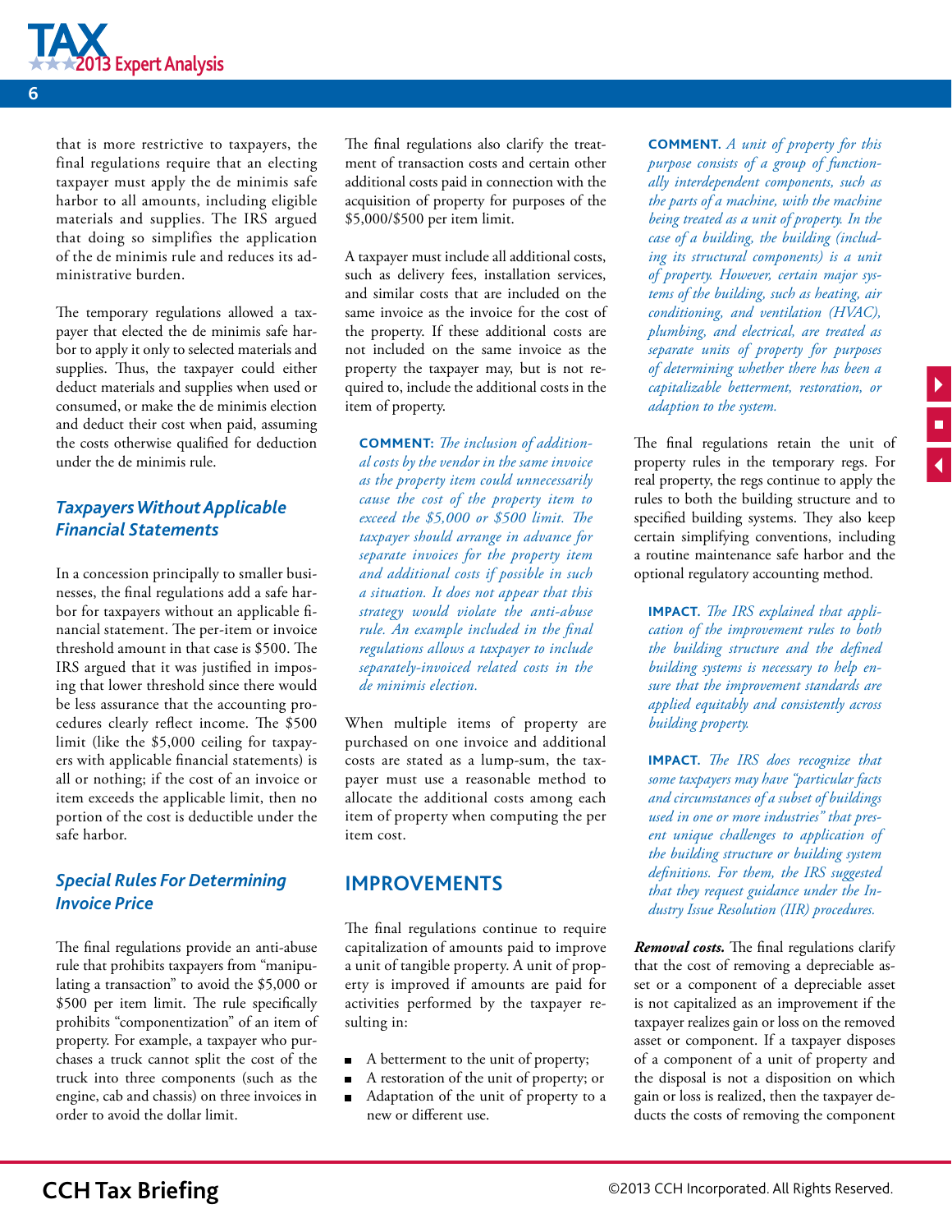that is more restrictive to taxpayers, the final regulations require that an electing taxpayer must apply the de minimis safe harbor to all amounts, including eligible materials and supplies. The IRS argued that doing so simplifies the application of the de minimis rule and reduces its administrative burden.

The temporary regulations allowed a taxpayer that elected the de minimis safe harbor to apply it only to selected materials and supplies. Thus, the taxpayer could either deduct materials and supplies when used or consumed, or make the de minimis election and deduct their cost when paid, assuming the costs otherwise qualified for deduction under the de minimis rule.

### *Taxpayers Without Applicable Financial Statements*

In a concession principally to smaller businesses, the final regulations add a safe harbor for taxpayers without an applicable financial statement. The per-item or invoice threshold amount in that case is $500. The IRS argued that it was justified in imposing that lower threshold since there would be less assurance that the accounting procedures clearly reflect income. The $500 limit (like the $5,000 ceiling for taxpayers with applicable financial statements) is all or nothing; if the cost of an invoice or item exceeds the applicable limit, then no portion of the cost is deductible under the safe harbor.

### *Special Rules For Determining Invoice Price*

The final regulations provide an anti-abuse rule that prohibits taxpayers from "manipulating a transaction" to avoid the $5,000 or $500 per item limit. The rule specifically prohibits "componentization" of an item of property. For example, a taxpayer who purchases a truck cannot split the cost of the truck into three components (such as the engine, cab and chassis) on three invoices in order to avoid the dollar limit.

The final regulations also clarify the treatment of transaction costs and certain other additional costs paid in connection with the acquisition of property for purposes of the $5,000/$500 per item limit.

A taxpayer must include all additional costs, such as delivery fees, installation services, and similar costs that are included on the same invoice as the invoice for the cost of the property. If these additional costs are not included on the same invoice as the property the taxpayer may, but is not required to, include the additional costs in the item of property.

> **COMMENT:** *The inclusion of additional costs by the vendor in the same invoice as the property item could unnecessarily cause the cost of the property item to exceed the $5,000 or $500 limit. The taxpayer should arrange in advance for separate invoices for the property item and additional costs if possible in such a situation. It does not appear that this strategy would violate the anti-abuse rule. An example included in the final regulations allows a taxpayer to include separately-invoiced related costs in the de minimis election.*

When multiple items of property are purchased on one invoice and additional costs are stated as a lump-sum, the taxpayer must use a reasonable method to allocate the additional costs among each item of property when computing the per item cost.

## IMPROVEMENTS

The final regulations continue to require capitalization of amounts paid to improve a unit of tangible property. A unit of property is improved if amounts are paid for activities performed by the taxpayer resulting in:

- A betterment to the unit of property;
- A restoration of the unit of property; or
- Adaptation of the unit of property to a new or different use.

> **COMMENT.** *A unit of property for this purpose consists of a group of functionally interdependent components, such as the parts of a machine, with the machine being treated as a unit of property. In the case of a building, the building (including its structural components) is a unit of property. However, certain major systems of the building, such as heating, air conditioning, and ventilation (HVAC), plumbing, and electrical, are treated as separate units of property for purposes of determining whether there has been a capitalizable betterment, restoration, or adaption to the system.*

The final regulations retain the unit of property rules in the temporary regs. For real property, the regs continue to apply the rules to both the building structure and to specified building systems. They also keep certain simplifying conventions, including a routine maintenance safe harbor and the optional regulatory accounting method.

> **IMPACT.** *The IRS explained that application of the improvement rules to both the building structure and the defined building systems is necessary to help ensure that the improvement standards are applied equitably and consistently across building property.*

> **IMPACT.** *The IRS does recognize that some taxpayers may have "particular facts and circumstances of a subset of buildings used in one or more industries" that present unique challenges to application of the building structure or building system definitions. For them, the IRS suggested that they request guidance under the Industry Issue Resolution (IIR) procedures.*

***Removal costs.*** The final regulations clarify that the cost of removing a depreciable asset or a component of a depreciable asset is not capitalized as an improvement if the taxpayer realizes gain or loss on the removed asset or component. If a taxpayer disposes of a component of a unit of property and the disposal is not a disposition on which gain or loss is realized, then the taxpayer deducts the costs of removing the component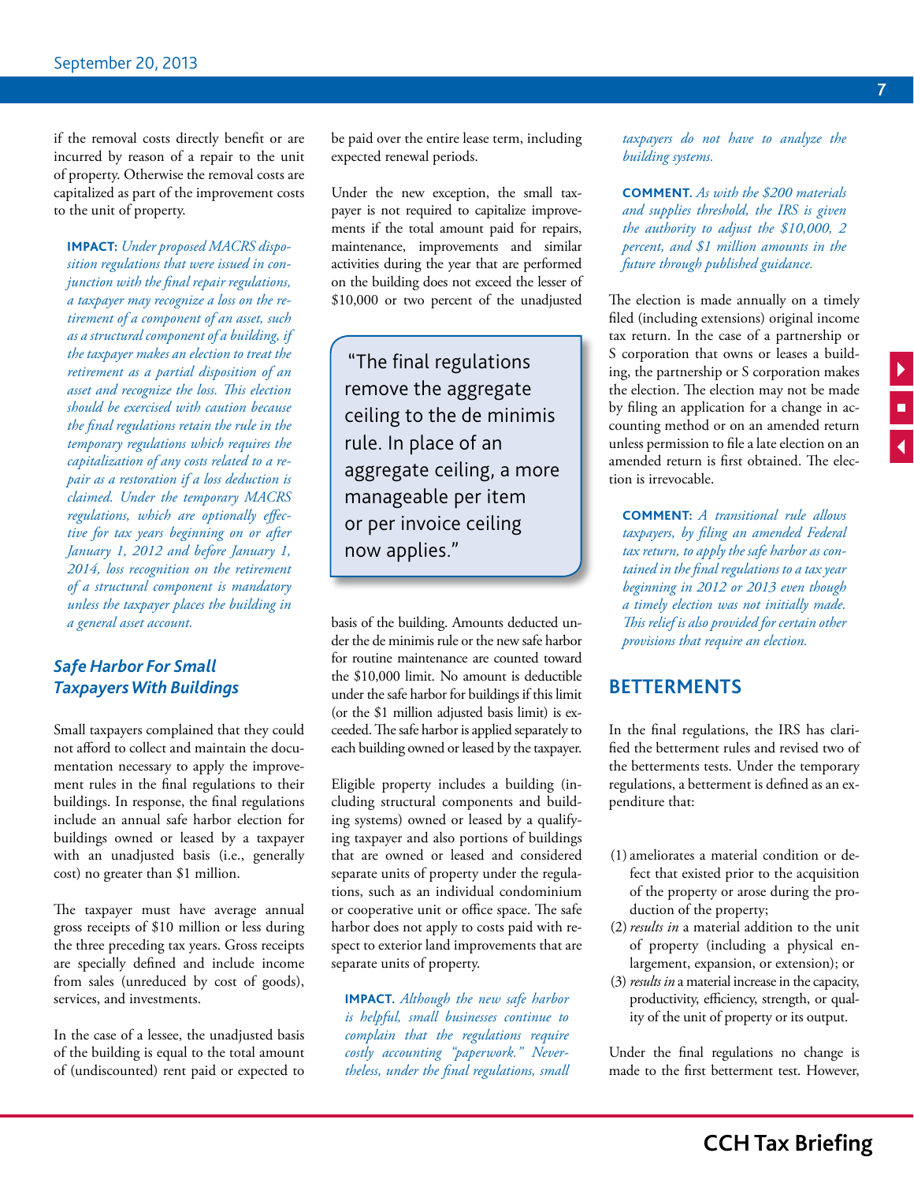if the removal costs directly benefit or are incurred by reason of a repair to the unit of property. Otherwise the removal costs are capitalized as part of the improvement costs to the unit of property.

**IMPACT:** *Under proposed MACRS disposition regulations that were issued in conjunction with the final repair regulations, a taxpayer may recognize a loss on the retirement of a component of an asset, such as a structural component of a building, if the taxpayer makes an election to treat the retirement as a partial disposition of an asset and recognize the loss. This election should be exercised with caution because the final regulations retain the rule in the temporary regulations which requires the capitalization of any costs related to a repair as a restoration if a loss deduction is claimed. Under the temporary MACRS regulations, which are optionally effective for tax years beginning on or after January 1, 2012 and before January 1, 2014, loss recognition on the retirement of a structural component is mandatory unless the taxpayer places the building in a general asset account.*

## Safe Harbor For Small Taxpayers With Buildings

Small taxpayers complained that they could not afford to collect and maintain the documentation necessary to apply the improvement rules in the final regulations to their buildings. In response, the final regulations include an annual safe harbor election for buildings owned or leased by a taxpayer with an unadjusted basis (i.e., generally cost) no greater than $1 million.

The taxpayer must have average annual gross receipts of $10 million or less during the three preceding tax years. Gross receipts are specially defined and include income from sales (unreduced by cost of goods), services, and investments.

In the case of a lessee, the unadjusted basis of the building is equal to the total amount of (undiscounted) rent paid or expected to be paid over the entire lease term, including expected renewal periods.

Under the new exception, the small taxpayer is not required to capitalize improvements if the total amount paid for repairs, maintenance, improvements and similar activities during the year that are performed on the building does not exceed the lesser of $10,000 or two percent of the unadjusted basis of the building. Amounts deducted under the de minimis rule or the new safe harbor for routine maintenance are counted toward the $10,000 limit. No amount is deductible under the safe harbor for buildings if this limit (or the $1 million adjusted basis limit) is exceeded. The safe harbor is applied separately to each building owned or leased by the taxpayer.

> "The final regulations remove the aggregate ceiling to the de minimis rule. In place of an aggregate ceiling, a more manageable per item or per invoice ceiling now applies."

Eligible property includes a building (including structural components and building systems) owned or leased by a qualifying taxpayer and also portions of buildings that are owned or leased and considered separate units of property under the regulations, such as an individual condominium or cooperative unit or office space. The safe harbor does not apply to costs paid with respect to exterior land improvements that are separate units of property.

**IMPACT.** *Although the new safe harbor is helpful, small businesses continue to complain that the regulations require costly accounting "paperwork." Nevertheless, under the final regulations, small taxpayers do not have to analyze the building systems.*

**COMMENT.** *As with the $200 materials and supplies threshold, the IRS is given the authority to adjust the $10,000, 2 percent, and $1 million amounts in the future through published guidance.*

The election is made annually on a timely filed (including extensions) original income tax return. In the case of a partnership or S corporation that owns or leases a building, the partnership or S corporation makes the election. The election may not be made by filing an application for a change in accounting method or on an amended return unless permission to file a late election on an amended return is first obtained. The election is irrevocable.

**COMMENT:** *A transitional rule allows taxpayers, by filing an amended Federal tax return, to apply the safe harbor as contained in the final regulations to a tax year beginning in 2012 or 2013 even though a timely election was not initially made. This relief is also provided for certain other provisions that require an election.*

## BETTERMENTS

In the final regulations, the IRS has clarified the betterment rules and revised two of the betterments tests. Under the temporary regulations, a betterment is defined as an expenditure that:

(1) ameliorates a material condition or defect that existed prior to the acquisition of the property or arose during the production of the property;
(2) *results in* a material addition to the unit of property (including a physical enlargement, expansion, or extension); or
(3) *results in* a material increase in the capacity, productivity, efficiency, strength, or quality of the unit of property or its output.

Under the final regulations no change is made to the first betterment test. However,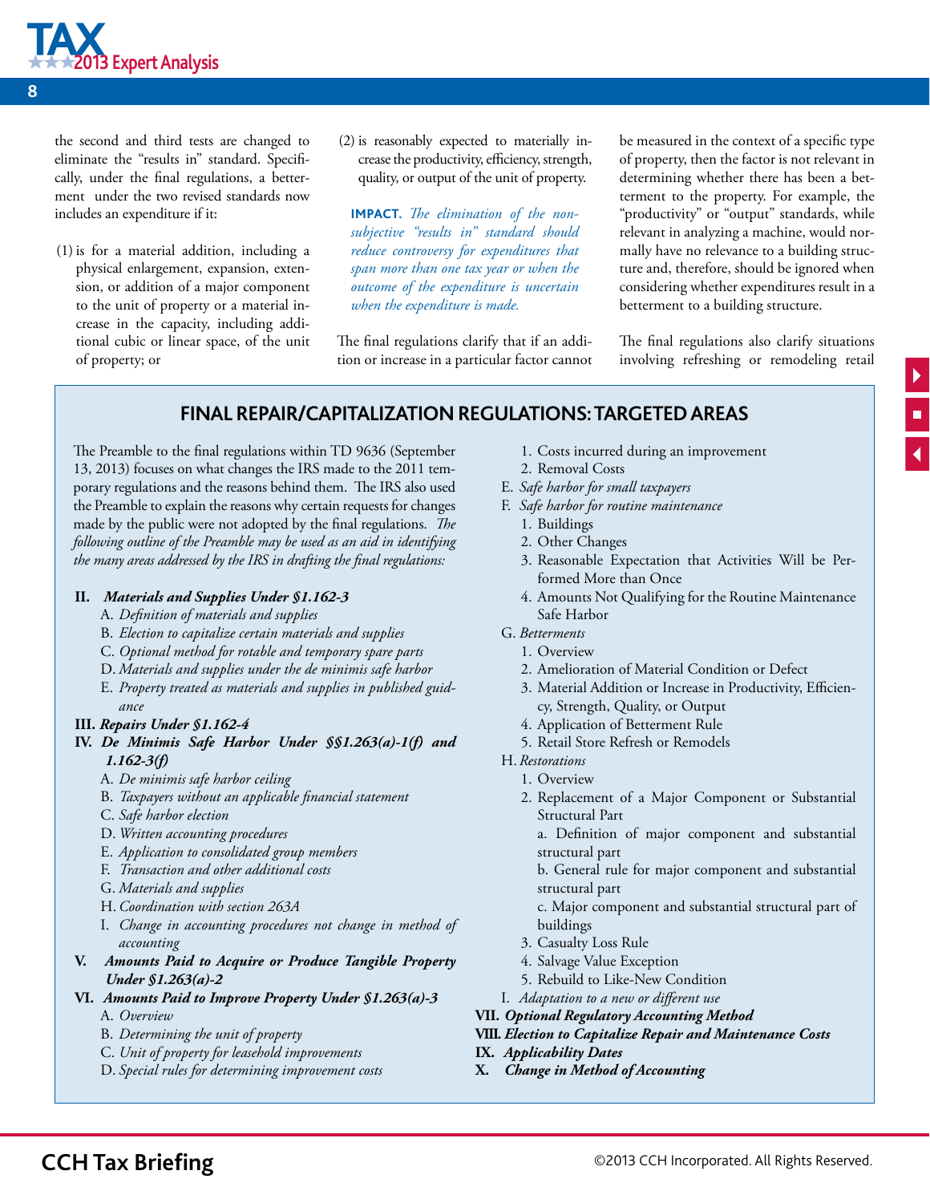the second and third tests are changed to eliminate the "results in" standard. Specifically, under the final regulations, a betterment under the two revised standards now includes an expenditure if it:

(1) is for a material addition, including a physical enlargement, expansion, extension, or addition of a major component to the unit of property or a material increase in the capacity, including additional cubic or linear space, of the unit of property; or

(2) is reasonably expected to materially increase the productivity, efficiency, strength, quality, or output of the unit of property.

**IMPACT.** *The elimination of the non-subjective "results in" standard should reduce controversy for expenditures that span more than one tax year or when the outcome of the expenditure is uncertain when the expenditure is made.*

The final regulations clarify that if an addition or increase in a particular factor cannot be measured in the context of a specific type of property, then the factor is not relevant in determining whether there has been a betterment to the property. For example, the "productivity" or "output" standards, while relevant in analyzing a machine, would normally have no relevance to a building structure and, therefore, should be ignored when considering whether expenditures result in a betterment to a building structure.

The final regulations also clarify situations involving refreshing or remodeling retail

## FINAL REPAIR/CAPITALIZATION REGULATIONS: TARGETED AREAS

The Preamble to the final regulations within TD 9636 (September 13, 2013) focuses on what changes the IRS made to the 2011 temporary regulations and the reasons behind them. The IRS also used the Preamble to explain the reasons why certain requests for changes made by the public were not adopted by the final regulations. *The following outline of the Preamble may be used as an aid in identifying the many areas addressed by the IRS in drafting the final regulations:*

- **II. *Materials and Supplies Under §1.162-3***
  - A. *Definition of materials and supplies*
  - B. *Election to capitalize certain materials and supplies*
  - C. *Optional method for rotable and temporary spare parts*
  - D. *Materials and supplies under the de minimis safe harbor*
  - E. *Property treated as materials and supplies in published guidance*
- **III. *Repairs Under §1.162-4***
- **IV. *De Minimis Safe Harbor Under §§1.263(a)-1(f) and 1.162-3(f)***
  - A. *De minimis safe harbor ceiling*
  - B. *Taxpayers without an applicable financial statement*
  - C. *Safe harbor election*
  - D. *Written accounting procedures*
  - E. *Application to consolidated group members*
  - F. *Transaction and other additional costs*
  - G. *Materials and supplies*
  - H. *Coordination with section 263A*
  - I. *Change in accounting procedures not change in method of accounting*
- **V. *Amounts Paid to Acquire or Produce Tangible Property Under §1.263(a)-2***
- **VI. *Amounts Paid to Improve Property Under §1.263(a)-3***
  - A. *Overview*
  - B. *Determining the unit of property*
  - C. *Unit of property for leasehold improvements*
  - D. *Special rules for determining improvement costs*
    1. Costs incurred during an improvement
    2. Removal Costs
  - E. *Safe harbor for small taxpayers*
  - F. *Safe harbor for routine maintenance*
    1. Buildings
    2. Other Changes
    3. Reasonable Expectation that Activities Will be Performed More than Once
    4. Amounts Not Qualifying for the Routine Maintenance Safe Harbor
  - G. *Betterments*
    1. Overview
    2. Amelioration of Material Condition or Defect
    3. Material Addition or Increase in Productivity, Efficiency, Strength, Quality, or Output
    4. Application of Betterment Rule
    5. Retail Store Refresh or Remodels
  - H. *Restorations*
    1. Overview
    2. Replacement of a Major Component or Substantial Structural Part
       a. Definition of major component and substantial structural part
       b. General rule for major component and substantial structural part
       c. Major component and substantial structural part of buildings
    3. Casualty Loss Rule
    4. Salvage Value Exception
    5. Rebuild to Like-New Condition
  - I. *Adaptation to a new or different use*
- **VII. *Optional Regulatory Accounting Method***
- **VIII. *Election to Capitalize Repair and Maintenance Costs***
- **IX. *Applicability Dates***
- **X. *Change in Method of Accounting***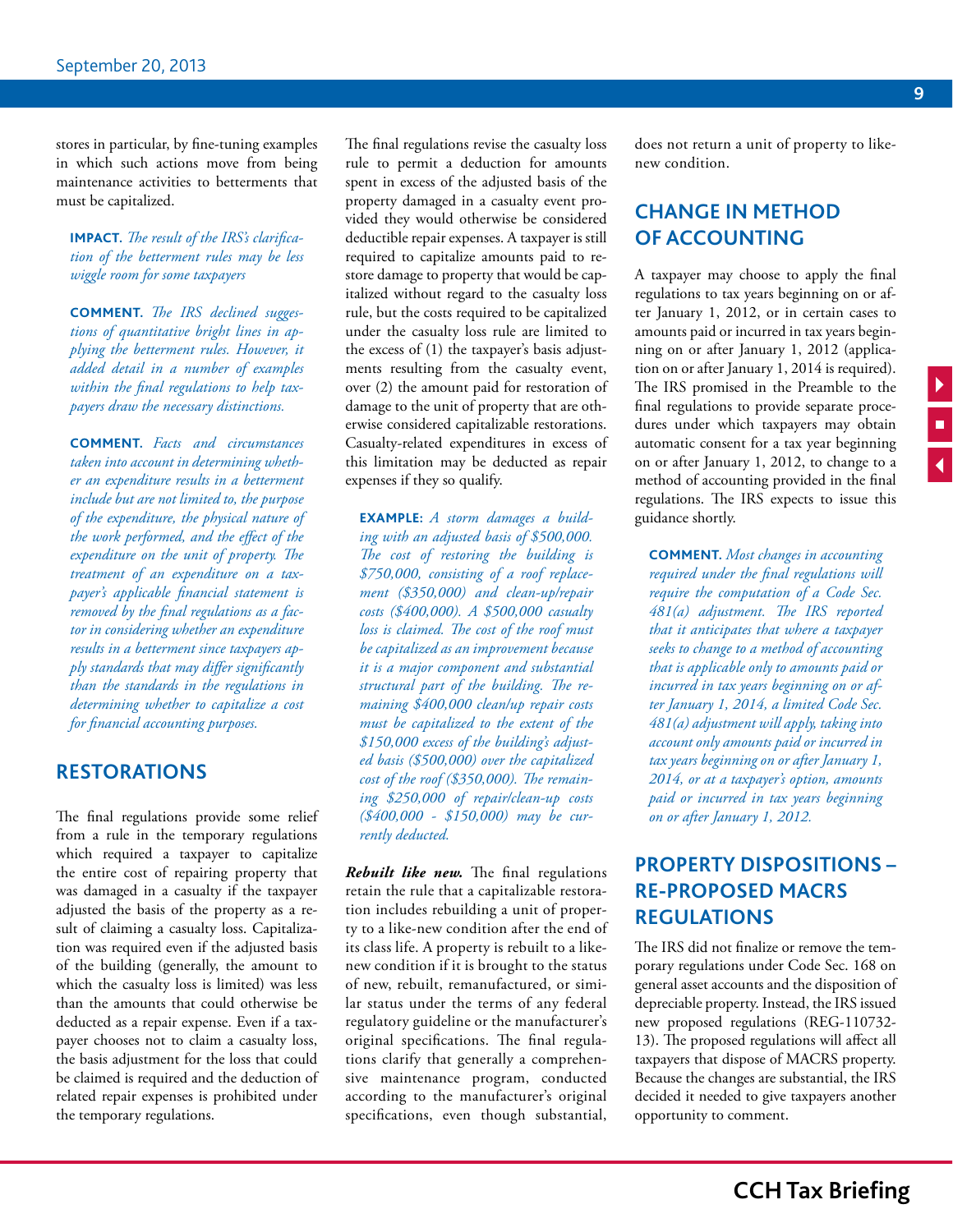stores in particular, by fine-tuning examples in which such actions move from being maintenance activities to betterments that must be capitalized.

**IMPACT.** *The result of the IRS's clarification of the betterment rules may be less wiggle room for some taxpayers*

**COMMENT.** *The IRS declined suggestions of quantitative bright lines in applying the betterment rules. However, it added detail in a number of examples within the final regulations to help taxpayers draw the necessary distinctions.*

**COMMENT.** *Facts and circumstances taken into account in determining whether an expenditure results in a betterment include but are not limited to, the purpose of the expenditure, the physical nature of the work performed, and the effect of the expenditure on the unit of property. The treatment of an expenditure on a taxpayer's applicable financial statement is removed by the final regulations as a factor in considering whether an expenditure results in a betterment since taxpayers apply standards that may differ significantly than the standards in the regulations in determining whether to capitalize a cost for financial accounting purposes.*

## RESTORATIONS

The final regulations provide some relief from a rule in the temporary regulations which required a taxpayer to capitalize the entire cost of repairing property that was damaged in a casualty if the taxpayer adjusted the basis of the property as a result of claiming a casualty loss. Capitalization was required even if the adjusted basis of the building (generally, the amount to which the casualty loss is limited) was less than the amounts that could otherwise be deducted as a repair expense. Even if a taxpayer chooses not to claim a casualty loss, the basis adjustment for the loss that could be claimed is required and the deduction of related repair expenses is prohibited under the temporary regulations.

The final regulations revise the casualty loss rule to permit a deduction for amounts spent in excess of the adjusted basis of the property damaged in a casualty event provided they would otherwise be considered deductible repair expenses. A taxpayer is still required to capitalize amounts paid to restore damage to property that would be capitalized without regard to the casualty loss rule, but the costs required to be capitalized under the casualty loss rule are limited to the excess of (1) the taxpayer's basis adjustments resulting from the casualty event, over (2) the amount paid for restoration of damage to the unit of property that are otherwise considered capitalizable restorations. Casualty-related expenditures in excess of this limitation may be deducted as repair expenses if they so qualify.

**EXAMPLE:** *A storm damages a building with an adjusted basis of $500,000. The cost of restoring the building is $750,000, consisting of a roof replacement ($350,000) and clean-up/repair costs ($400,000). A $500,000 casualty loss is claimed. The cost of the roof must be capitalized as an improvement because it is a major component and substantial structural part of the building. The remaining $400,000 clean/up repair costs must be capitalized to the extent of the $150,000 excess of the building's adjusted basis ($500,000) over the capitalized cost of the roof ($350,000). The remaining $250,000 of repair/clean-up costs ($400,000 - $150,000) may be currently deducted.*

***Rebuilt like new.*** The final regulations retain the rule that a capitalizable restoration includes rebuilding a unit of property to a like-new condition after the end of its class life. A property is rebuilt to a like-new condition if it is brought to the status of new, rebuilt, remanufactured, or similar status under the terms of any federal regulatory guideline or the manufacturer's original specifications. The final regulations clarify that generally a comprehensive maintenance program, conducted according to the manufacturer's original specifications, even though substantial, does not return a unit of property to like-new condition.

## CHANGE IN METHOD OF ACCOUNTING

A taxpayer may choose to apply the final regulations to tax years beginning on or after January 1, 2012, or in certain cases to amounts paid or incurred in tax years beginning on or after January 1, 2012 (application on or after January 1, 2014 is required). The IRS promised in the Preamble to the final regulations to provide separate procedures under which taxpayers may obtain automatic consent for a tax year beginning on or after January 1, 2012, to change to a method of accounting provided in the final regulations. The IRS expects to issue this guidance shortly.

**COMMENT.** *Most changes in accounting required under the final regulations will require the computation of a Code Sec. 481(a) adjustment. The IRS reported that it anticipates that where a taxpayer seeks to change to a method of accounting that is applicable only to amounts paid or incurred in tax years beginning on or after January 1, 2014, a limited Code Sec. 481(a) adjustment will apply, taking into account only amounts paid or incurred in tax years beginning on or after January 1, 2014, or at a taxpayer's option, amounts paid or incurred in tax years beginning on or after January 1, 2012.*

## PROPERTY DISPOSITIONS – RE-PROPOSED MACRS REGULATIONS

The IRS did not finalize or remove the temporary regulations under Code Sec. 168 on general asset accounts and the disposition of depreciable property. Instead, the IRS issued new proposed regulations (REG-110732-13). The proposed regulations will affect all taxpayers that dispose of MACRS property. Because the changes are substantial, the IRS decided it needed to give taxpayers another opportunity to comment.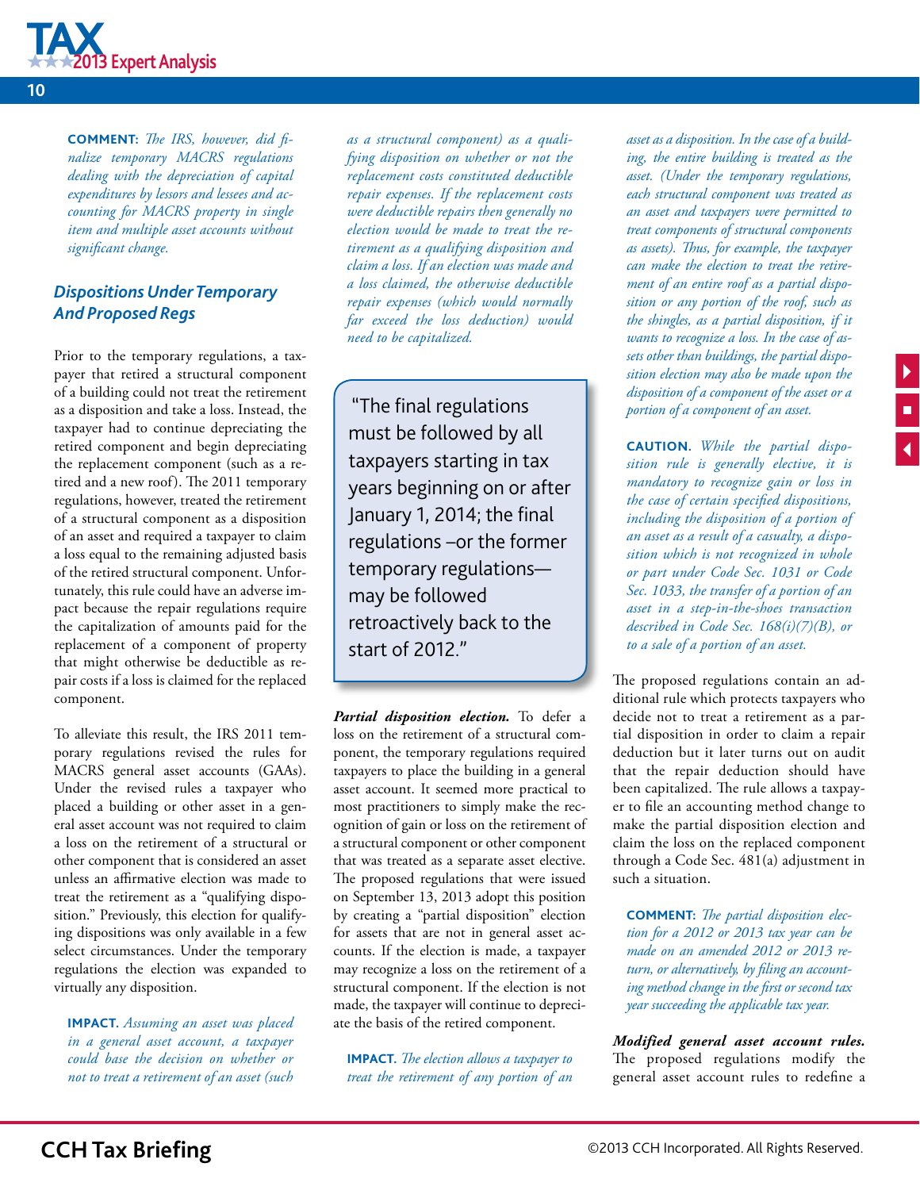**COMMENT:** *The IRS, however, did finalize temporary MACRS regulations dealing with the depreciation of capital expenditures by lessors and lessees and accounting for MACRS property in single item and multiple asset accounts without significant change.*

## *Dispositions Under Temporary And Proposed Regs*

Prior to the temporary regulations, a taxpayer that retired a structural component of a building could not treat the retirement as a disposition and take a loss. Instead, the taxpayer had to continue depreciating the retired component and begin depreciating the replacement component (such as a retired and a new roof). The 2011 temporary regulations, however, treated the retirement of a structural component as a disposition of an asset and required a taxpayer to claim a loss equal to the remaining adjusted basis of the retired structural component. Unfortunately, this rule could have an adverse impact because the repair regulations require the capitalization of amounts paid for the replacement of a component of property that might otherwise be deductible as repair costs if a loss is claimed for the replaced component.

To alleviate this result, the IRS 2011 temporary regulations revised the rules for MACRS general asset accounts (GAAs). Under the revised rules a taxpayer who placed a building or other asset in a general asset account was not required to claim a loss on the retirement of a structural or other component that is considered an asset unless an affirmative election was made to treat the retirement as a "qualifying disposition." Previously, this election for qualifying dispositions was only available in a few select circumstances. Under the temporary regulations the election was expanded to virtually any disposition.

**IMPACT.** *Assuming an asset was placed in a general asset account, a taxpayer could base the decision on whether or not to treat a retirement of an asset (such as a structural component) as a qualifying disposition on whether or not the replacement costs constituted deductible repair expenses. If the replacement costs were deductible repairs then generally no election would be made to treat the retirement as a qualifying disposition and claim a loss. If an election was made and a loss claimed, the otherwise deductible repair expenses (which would normally far exceed the loss deduction) would need to be capitalized.*

> "The final regulations must be followed by all taxpayers starting in tax years beginning on or after January 1, 2014; the final regulations –or the former temporary regulations— may be followed retroactively back to the start of 2012."

***Partial disposition election.*** To defer a loss on the retirement of a structural component, the temporary regulations required taxpayers to place the building in a general asset account. It seemed more practical to most practitioners to simply make the recognition of gain or loss on the retirement of a structural component or other component that was treated as a separate asset elective. The proposed regulations that were issued on September 13, 2013 adopt this position by creating a "partial disposition" election for assets that are not in general asset accounts. If the election is made, a taxpayer may recognize a loss on the retirement of a structural component. If the election is not made, the taxpayer will continue to depreciate the basis of the retired component.

**IMPACT.** *The election allows a taxpayer to treat the retirement of any portion of an asset as a disposition. In the case of a building, the entire building is treated as the asset. (Under the temporary regulations, each structural component was treated as an asset and taxpayers were permitted to treat components of structural components as assets). Thus, for example, the taxpayer can make the election to treat the retirement of an entire roof as a partial disposition or any portion of the roof, such as the shingles, as a partial disposition, if it wants to recognize a loss. In the case of assets other than buildings, the partial disposition election may also be made upon the disposition of a component of the asset or a portion of a component of an asset.*

**CAUTION.** *While the partial disposition rule is generally elective, it is mandatory to recognize gain or loss in the case of certain specified dispositions, including the disposition of a portion of an asset as a result of a casualty, a disposition which is not recognized in whole or part under Code Sec. 1031 or Code Sec. 1033, the transfer of a portion of an asset in a step-in-the-shoes transaction described in Code Sec. 168(i)(7)(B), or to a sale of a portion of an asset.*

The proposed regulations contain an additional rule which protects taxpayers who decide not to treat a retirement as a partial disposition in order to claim a repair deduction but it later turns out on audit that the repair deduction should have been capitalized. The rule allows a taxpayer to file an accounting method change to make the partial disposition election and claim the loss on the replaced component through a Code Sec. 481(a) adjustment in such a situation.

**COMMENT:** *The partial disposition election for a 2012 or 2013 tax year can be made on an amended 2012 or 2013 return, or alternatively, by filing an accounting method change in the first or second tax year succeeding the applicable tax year.*

***Modified general asset account rules.*** The proposed regulations modify the general asset account rules to redefine a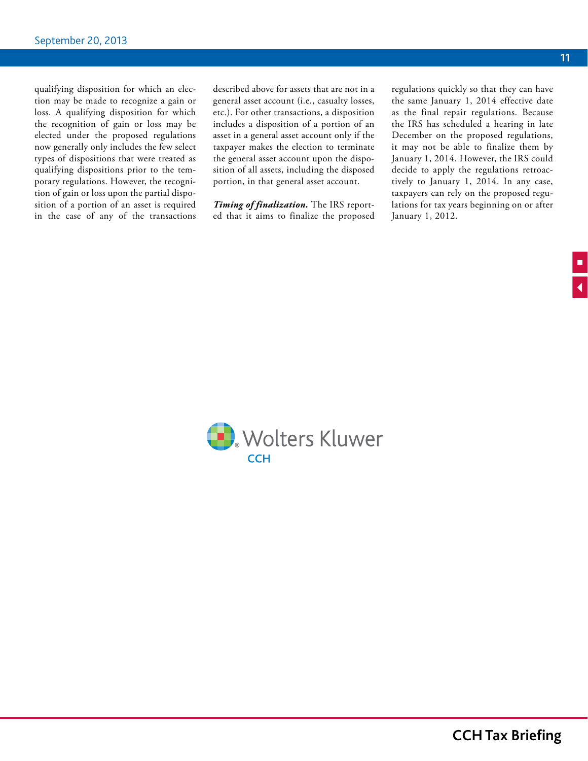qualifying disposition for which an election may be made to recognize a gain or loss. A qualifying disposition for which the recognition of gain or loss may be elected under the proposed regulations now generally only includes the few select types of dispositions that were treated as qualifying dispositions prior to the temporary regulations. However, the recognition of gain or loss upon the partial disposition of a portion of an asset is required in the case of any of the transactions described above for assets that are not in a general asset account (i.e., casualty losses, etc.). For other transactions, a disposition includes a disposition of a portion of an asset in a general asset account only if the taxpayer makes the election to terminate the general asset account upon the disposition of all assets, including the disposed portion, in that general asset account.

***Timing of finalization.*** The IRS reported that it aims to finalize the proposed regulations quickly so that they can have the same January 1, 2014 effective date as the final repair regulations. Because the IRS has scheduled a hearing in late December on the proposed regulations, it may not be able to finalize them by January 1, 2014. However, the IRS could decide to apply the regulations retroactively to January 1, 2014. In any case, taxpayers can rely on the proposed regulations for tax years beginning on or after January 1, 2012.

Wolters Kluwer
CCH